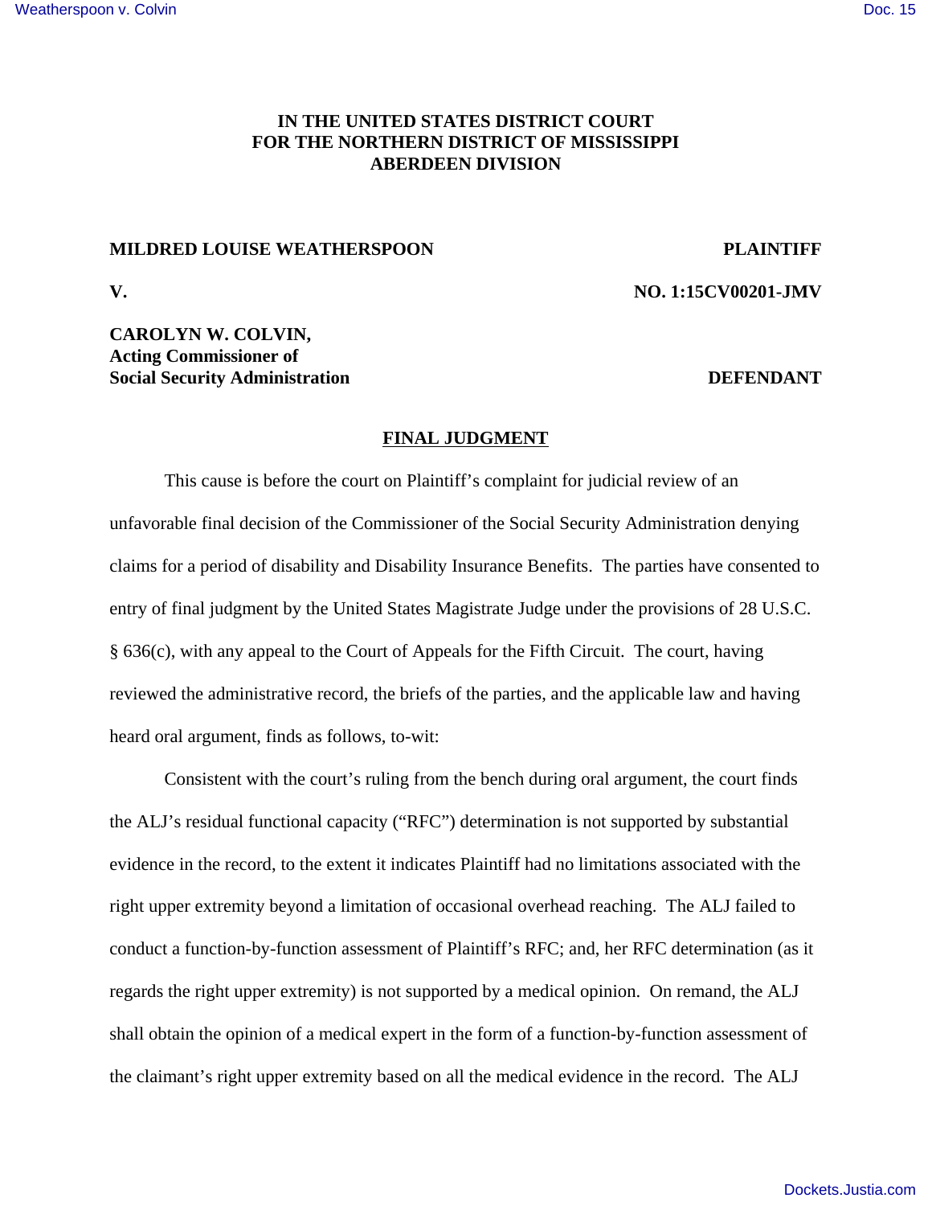**IN THE UNITED STATES DISTRICT COURT**
**FOR THE NORTHERN DISTRICT OF MISSISSIPPI**
**ABERDEEN DIVISION**

**MILDRED LOUISE WEATHERSPOON** **PLAINTIFF**

**V.** **NO. 1:15CV00201-JMV**

**CAROLYN W. COLVIN,**
**Acting Commissioner of**
**Social Security Administration** **DEFENDANT**

## FINAL JUDGMENT

This cause is before the court on Plaintiff's complaint for judicial review of an unfavorable final decision of the Commissioner of the Social Security Administration denying claims for a period of disability and Disability Insurance Benefits. The parties have consented to entry of final judgment by the United States Magistrate Judge under the provisions of 28 U.S.C. § 636(c), with any appeal to the Court of Appeals for the Fifth Circuit. The court, having reviewed the administrative record, the briefs of the parties, and the applicable law and having heard oral argument, finds as follows, to-wit:

Consistent with the court's ruling from the bench during oral argument, the court finds the ALJ's residual functional capacity ("RFC") determination is not supported by substantial evidence in the record, to the extent it indicates Plaintiff had no limitations associated with the right upper extremity beyond a limitation of occasional overhead reaching. The ALJ failed to conduct a function-by-function assessment of Plaintiff's RFC; and, her RFC determination (as it regards the right upper extremity) is not supported by a medical opinion. On remand, the ALJ shall obtain the opinion of a medical expert in the form of a function-by-function assessment of the claimant's right upper extremity based on all the medical evidence in the record. The ALJ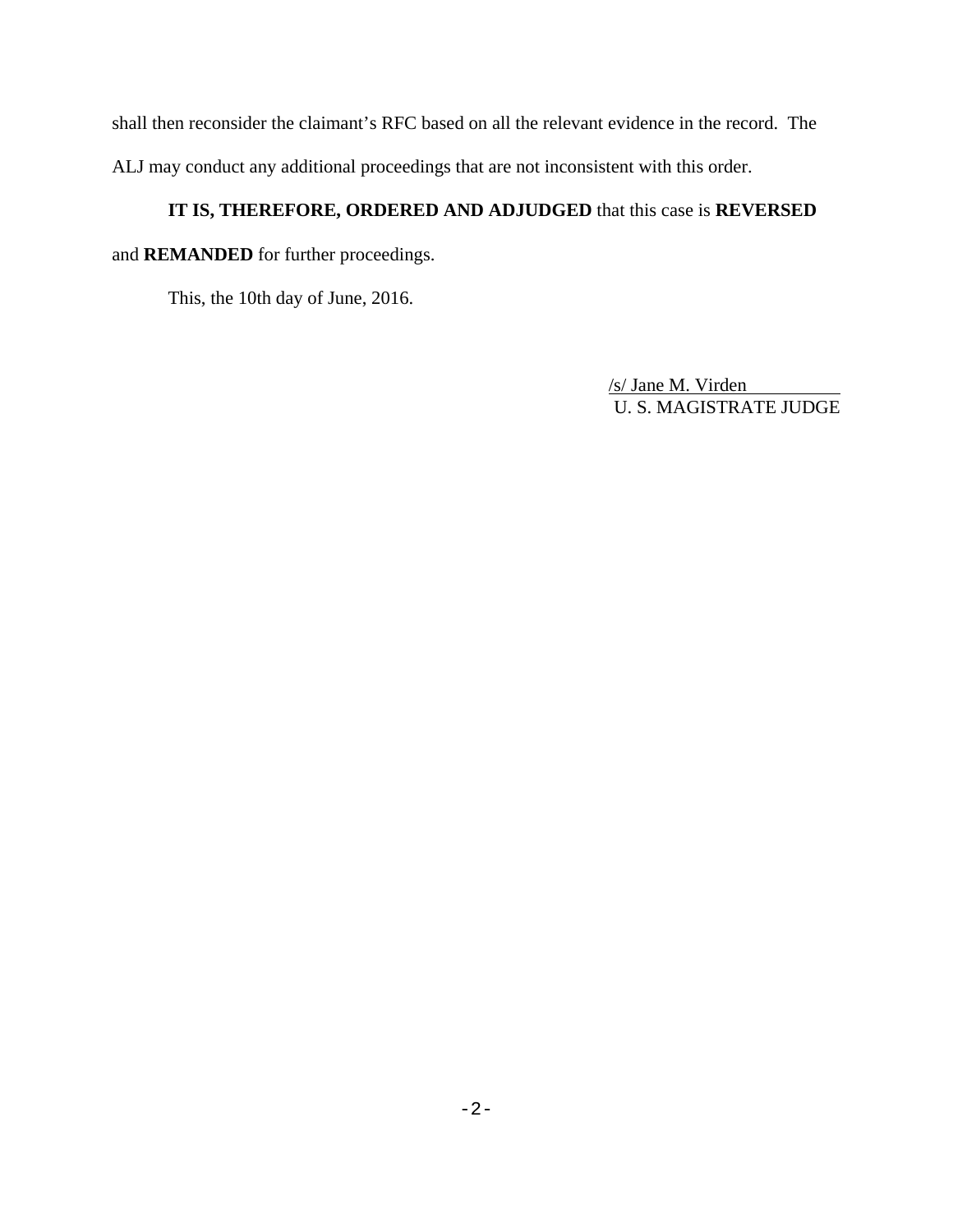shall then reconsider the claimant's RFC based on all the relevant evidence in the record. The ALJ may conduct any additional proceedings that are not inconsistent with this order.

**IT IS, THEREFORE, ORDERED AND ADJUDGED** that this case is **REVERSED** and **REMANDED** for further proceedings.

This, the 10th day of June, 2016.

/s/ Jane M. Virden
U. S. MAGISTRATE JUDGE